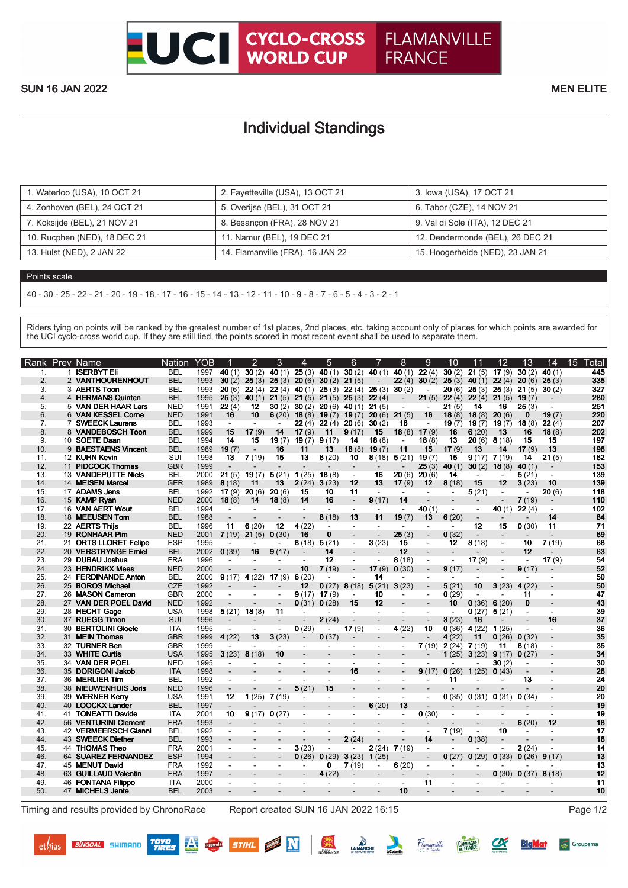# UCI CYCLO-CROSS WORLD CUP FLAMANVILLE FRANCE

SUN 16 JAN 2022

MEN ELITE

## Individual Standings

| | | |
|---|---|---|
| 1. Waterloo (USA), 10 OCT 21 | 2. Fayetteville (USA), 13 OCT 21 | 3. Iowa (USA), 17 OCT 21 |
| 4. Zonhoven (BEL), 24 OCT 21 | 5. Overijse (BEL), 31 OCT 21 | 6. Tabor (CZE), 14 NOV 21 |
| 7. Koksijde (BEL), 21 NOV 21 | 8. Besançon (FRA), 28 NOV 21 | 9. Val di Sole (ITA), 12 DEC 21 |
| 10. Rucphen (NED), 18 DEC 21 | 11. Namur (BEL), 19 DEC 21 | 12. Dendermonde (BEL), 26 DEC 21 |
| 13. Hulst (NED), 2 JAN 22 | 14. Flamanville (FRA), 16 JAN 22 | 15. Hoogerheide (NED), 23 JAN 21 |

**Points scale**

40 - 30 - 25 - 22 - 21 - 20 - 19 - 18 - 17 - 16 - 15 - 14 - 13 - 12 - 11 - 10 - 9 - 8 - 7 - 6 - 5 - 4 - 3 - 2 - 1

Riders tying on points will be ranked by the greatest number of 1st places, 2nd places, etc. taking account only of places for which points are awarded for the UCI cyclo-cross world cup. If they are still tied, the points scored in most recent event shall be used to separate them.

| Rank | Prev | Name | Nation | YOB | 1 | 2 | 3 | 4 | 5 | 6 | 7 | 8 | 9 | 10 | 11 | 12 | 13 | 14 | 15 | Total |
|---|---|---|---|---|---|---|---|---|---|---|---|---|---|---|---|---|---|---|---|---|
| 1. | 1 | ISERBYT Eli | BEL | 1997 | 40 (1) | 30 (2) | 40 (1) | 25 (3) | 40 (1) | 30 (2) | 40 (1) | 40 (1) | 22 (4) | 30 (2) | 21 (5) | 17 (9) | 30 (2) | 40 (1) | | 445 |
| 2. | 2 | VANTHOURENHOUT | BEL | 1993 | 30 (2) | 25 (3) | 25 (3) | 20 (6) | 30 (2) | 21 (5) | - | 22 (4) | 30 (2) | 25 (3) | 40 (1) | 22 (4) | 20 (6) | 25 (3) | | 335 |
| 3. | 3 | AERTS Toon | BEL | 1993 | 20 (6) | 22 (4) | 22 (4) | 40 (1) | 25 (3) | 22 (4) | 25 (3) | 30 (2) | - | 20 (6) | 25 (3) | 25 (3) | 21 (5) | 30 (2) | | 327 |
| 4. | 4 | HERMANS Quinten | BEL | 1995 | 25 (3) | 40 (1) | 21 (5) | 21 (5) | 21 (5) | 25 (3) | 22 (4) | - | 21 (5) | 22 (4) | 22 (4) | 21 (5) | 19 (7) | - | | 280 |
| 5. | 5 | VAN DER HAAR Lars | NED | 1991 | 22 (4) | 12 | 30 (2) | 30 (2) | 20 (6) | 40 (1) | 21 (5) | - | - | 21 (5) | 14 | 16 | 25 (3) | - | | 251 |
| 6. | 6 | VAN KESSEL Corne | NED | 1991 | 16 | 10 | 6 (20) | 18 (8) | 19 (7) | 19 (7) | 20 (6) | 21 (5) | 16 | 18 (8) | 18 (8) | 20 (6) | 0 | 19 (7) | | 220 |
| 7. | 7 | SWEECK Laurens | BEL | 1993 | - | - | - | 22 (4) | 22 (4) | 20 (6) | 30 (2) | 16 | - | 19 (7) | 19 (7) | 19 (7) | 18 (8) | 22 (4) | | 207 |
| 8. | 8 | VANDEBOSCH Toon | BEL | 1999 | 15 | 17 (9) | 14 | 17 (9) | 11 | 9 (17) | 15 | 18 (8) | 17 (9) | 16 | 6 (20) | 13 | 16 | 18 (8) | | 202 |
| 9. | 10 | SOETE Daan | BEL | 1994 | 14 | 15 | 19 (7) | 19 (7) | 9 (17) | 14 | 18 (8) | - | 18 (8) | 13 | 20 (6) | 8 (18) | 15 | 15 | | 197 |
| 10. | 9 | BAESTAENS Vincent | BEL | 1989 | 19 (7) | - | 16 | 11 | 13 | 18 (8) | 19 (7) | 11 | 15 | 17 (9) | 13 | 14 | 17 (9) | 13 | | 196 |
| 11. | 12 | KUHN Kevin | SUI | 1998 | 13 | 7 (19) | 15 | 13 | 6 (20) | 10 | 8 (18) | 5 (21) | 19 (7) | 15 | 9 (17) | 7 (19) | 14 | 21 (5) | | 162 |
| 12. | 11 | PIDCOCK Thomas | GBR | 1999 | - | - | - | - | - | - | - | - | 25 (3) | 40 (1) | 30 (2) | 18 (8) | 40 (1) | - | | 153 |
| 13. | 13 | VANDEPUTTE Niels | BEL | 2000 | 21 (5) | 19 (7) | 5 (21) | 1 (25) | 18 (8) | - | 16 | 20 (6) | 20 (6) | 14 | - | - | 5 (21) | - | | 139 |
| 14. | 14 | MEISEN Marcel | GER | 1989 | 8 (18) | 11 | 13 | 2 (24) | 3 (23) | 12 | 13 | 17 (9) | 12 | 8 (18) | 15 | 12 | 3 (23) | 10 | | 139 |
| 15. | 17 | ADAMS Jens | BEL | 1992 | 17 (9) | 20 (6) | 20 (6) | 15 | 10 | 11 | - | - | - | - | 5 (21) | - | - | 20 (6) | | 118 |
| 16. | 15 | KAMP Ryan | NED | 2000 | 18 (8) | 14 | 18 (8) | 14 | 16 | - | 9 (17) | 14 | - | - | - | - | 7 (19) | - | | 110 |
| 17. | 16 | VAN AERT Wout | BEL | 1994 | - | - | - | - | - | - | - | - | 40 (1) | - | - | 40 (1) | 22 (4) | - | | 102 |
| 18. | 18 | MEEUSEN Tom | BEL | 1988 | - | - | - | - | 8 (18) | 13 | 11 | 19 (7) | 13 | 6 (20) | - | - | - | 14 | | 84 |
| 19. | 22 | AERTS Thijs | BEL | 1996 | 11 | 6 (20) | 12 | 4 (22) | - | - | - | - | - | - | 12 | 15 | 0 (30) | 11 | | 71 |
| 20. | 19 | RONHAAR Pim | NED | 2001 | 7 (19) | 21 (5) | 0 (30) | 16 | 0 | - | - | 25 (3) | - | 0 (32) | - | - | - | - | | 69 |
| 21. | 21 | ORTS LLORET Felipe | ESP | 1995 | - | - | - | 8 (18) | 5 (21) | - | 3 (23) | 15 | - | 12 | 8 (18) | - | 10 | 7 (19) | | 68 |
| 22. | 20 | VERSTRYNGE Emiel | BEL | 2002 | 0 (39) | 16 | 9 (17) | - | 14 | - | - | 12 | - | - | - | - | 12 | - | | 63 |
| 23. | 29 | DUBAU Joshua | FRA | 1996 | - | - | - | - | 12 | - | - | 8 (18) | - | - | 17 (9) | - | - | 17 (9) | | 54 |
| 24. | 23 | HENDRIKX Mees | NED | 2000 | - | - | - | 10 | 7 (19) | - | 17 (9) | 0 (30) | - | 9 (17) | - | - | 9 (17) | - | | 52 |
| 25. | 24 | FERDINANDE Anton | BEL | 2000 | 9 (17) | 4 (22) | 17 (9) | 6 (20) | - | - | 14 | - | - | - | - | - | - | - | | 50 |
| 26. | 25 | BOROS Michael | CZE | 1992 | - | - | - | 12 | 0 (27) | 8 (18) | 5 (21) | 3 (23) | - | 5 (21) | 10 | 3 (23) | 4 (22) | - | | 50 |
| 27. | 26 | MASON Cameron | GBR | 2000 | - | - | - | 9 (17) | 17 (9) | - | 10 | - | - | 0 (29) | - | - | 11 | - | | 47 |
| 28. | 27 | VAN DER POEL David | NED | 1992 | - | - | - | 0 (31) | 0 (28) | 15 | 12 | - | - | 10 | 0 (36) | 6 (20) | 0 | - | | 43 |
| 29. | 28 | HECHT Gage | USA | 1998 | 5 (21) | 18 (8) | 11 | - | - | - | - | - | - | - | 0 (27) | 5 (21) | - | - | | 39 |
| 30. | 37 | RUEGG Timon | SUI | 1996 | - | - | - | - | 2 (24) | - | - | - | - | 3 (23) | 16 | - | - | 16 | | 37 |
| 31. | 30 | BERTOLINI Gioele | ITA | 1995 | - | - | - | 0 (29) | - | 17 (9) | - | 4 (22) | 10 | 0 (36) | 4 (22) | 1 (25) | - | - | | 36 |
| 32. | 31 | MEIN Thomas | GBR | 1999 | 4 (22) | 13 | 3 (23) | - | 0 (37) | - | - | - | - | 4 (22) | 11 | 0 (26) | 0 (32) | - | | 35 |
| 33. | 32 | TURNER Ben | GBR | 1999 | - | - | - | - | - | - | - | - | 7 (19) | 2 (24) | 7 (19) | 11 | 8 (18) | - | | 35 |
| 34. | 33 | WHITE Curtis | USA | 1995 | 3 (23) | 8 (18) | 10 | - | - | - | - | - | - | 1 (25) | 3 (23) | 9 (17) | 0 (27) | - | | 34 |
| 35. | 34 | VAN DER POEL | NED | 1995 | - | - | - | - | - | - | - | - | - | - | - | 30 (2) | - | - | | 30 |
| 36. | 35 | DORIGONI Jakob | ITA | 1998 | - | - | - | - | - | 16 | - | - | 9 (17) | 0 (26) | 1 (25) | 0 (43) | - | - | | 26 |
| 37. | 36 | MERLIER Tim | BEL | 1992 | - | - | - | - | - | - | - | - | - | 11 | - | - | 13 | - | | 24 |
| 38. | 38 | NIEUWENHUIS Joris | NED | 1996 | - | - | - | 5 (21) | 15 | - | - | - | - | - | - | - | - | - | | 20 |
| 39. | 39 | WERNER Kerry | USA | 1991 | 12 | 1 (25) | 7 (19) | - | - | - | - | - | - | 0 (35) | 0 (31) | 0 (31) | 0 (34) | - | | 20 |
| 40. | 40 | LOOCKX Lander | BEL | 1997 | - | - | - | - | - | - | 6 (20) | 13 | - | - | - | - | - | - | | 19 |
| 41. | 41 | TONEATTI Davide | ITA | 2001 | 10 | 9 (17) | 0 (27) | - | - | - | - | - | 0 (30) | - | - | - | - | - | | 19 |
| 42. | 56 | VENTURINI Clement | FRA | 1993 | - | - | - | - | - | - | - | - | - | - | - | - | 6 (20) | 12 | | 18 |
| 43. | 42 | VERMEERSCH Gianni | BEL | 1992 | - | - | - | - | - | - | - | - | - | 7 (19) | - | 10 | - | - | | 17 |
| 44. | 43 | SWEECK Diether | BEL | 1993 | - | - | - | - | - | 2 (24) | - | - | 14 | - | 0 (38) | - | - | - | | 16 |
| 45. | 44 | THOMAS Leo | FRA | 2001 | - | - | - | 3 (23) | - | - | 2 (24) | 7 (19) | - | - | - | - | 2 (24) | - | | 14 |
| 46. | 64 | SUAREZ FERNANDEZ | ESP | 1994 | - | - | - | 0 (26) | 0 (29) | 3 (23) | 1 (25) | - | - | 0 (27) | 0 (29) | 0 (33) | 0 (26) | 9 (17) | | 13 |
| 47. | 45 | MENUT David | FRA | 1992 | - | - | - | - | 0 | 7 (19) | - | 6 (20) | - | - | - | - | - | - | | 13 |
| 48. | 63 | GUILLAUD Valentin | FRA | 1997 | - | - | - | - | 4 (22) | - | - | - | - | - | - | 0 (30) | 0 (37) | 8 (18) | | 12 |
| 49. | 46 | FONTANA Filippo | ITA | 2000 | - | - | - | - | - | - | - | - | 11 | - | - | - | - | - | | 11 |
| 50. | 47 | MICHELS Jente | BEL | 2003 | - | - | - | - | - | - | - | 10 | - | - | - | - | - | - | | 10 |

Timing and results provided by ChronoRace

Report created SUN 16 JAN 2022 16:15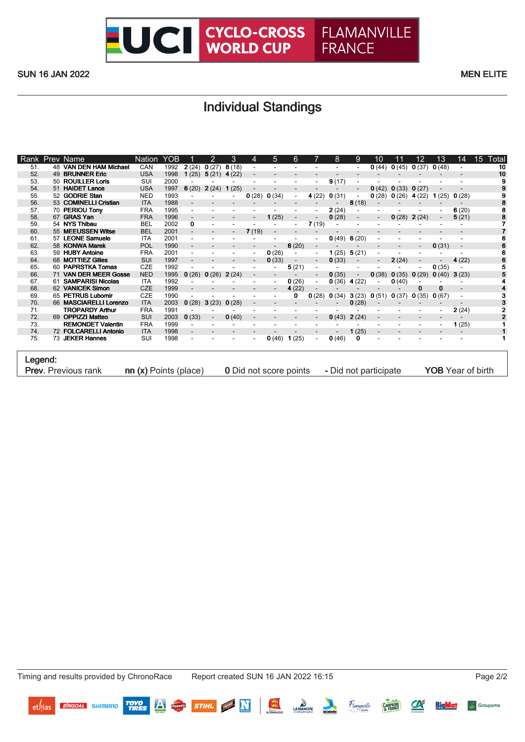# UCI CYCLO-CROSS WORLD CUP — FLAMANVILLE FRANCE

SUN 16 JAN 2022 — MEN ELITE

## Individual Standings

| Rank | Prev | Name | Nation | YOB | 1 | 2 | 3 | 4 | 5 | 6 | 7 | 8 | 9 | 10 | 11 | 12 | 13 | 14 | 15 | Total |
|---|---|---|---|---|---|---|---|---|---|---|---|---|---|---|---|---|---|---|---|---|
| 51. | 48 | **VAN DEN HAM Michael** | CAN | 1992 | **2** (24) | **0** (27) | **8** (18) | - | - | - | - | - | - | **0** (44) | **0** (45) | **0** (37) | **0** (48) | - | | **10** |
| 52. | 49 | **BRUNNER Eric** | USA | 1998 | **1** (25) | **5** (21) | **4** (22) | - | - | - | - | - | - | - | - | - | - | - | | **10** |
| 53. | 50 | **ROUILLER Loris** | SUI | 2000 | - | - | - | - | - | - | - | **9** (17) | - | - | - | - | - | - | | **9** |
| 54. | 51 | **HAIDET Lance** | USA | 1997 | **6** (20) | **2** (24) | **1** (25) | - | - | - | - | - | - | **0** (42) | **0** (33) | **0** (27) | - | - | | **9** |
| 55. | 52 | **GODRIE Stan** | NED | 1993 | - | - | - | **0** (28) | **0** (34) | - | **4** (22) | **0** (31) | - | **0** (28) | **0** (26) | **4** (22) | **1** (25) | **0** (28) | | **9** |
| 56. | 53 | **COMINELLI Cristian** | ITA | 1988 | - | - | - | - | - | - | - | - | **8** (18) | - | - | - | - | - | | **8** |
| 57. | 70 | **PERIOU Tony** | FRA | 1995 | - | - | - | - | - | - | - | **2** (24) | - | - | - | - | - | **6** (20) | | **8** |
| 58. | 67 | **GRAS Yan** | FRA | 1996 | - | - | - | - | **1** (25) | - | - | **0** (28) | - | - | **0** (28) | **2** (24) | - | **5** (21) | | **8** |
| 59. | 54 | **NYS Thibau** | BEL | 2002 | **0** | - | - | - | - | - | **7** (19) | - | - | - | - | - | - | - | | **7** |
| 60. | 55 | **MEEUSSEN Witse** | BEL | 2001 | - | - | - | **7** (19) | - | - | - | - | - | - | - | - | - | - | | **7** |
| 61. | 57 | **LEONE Samuele** | ITA | 2001 | - | - | - | - | - | - | - | **0** (49) | **6** (20) | - | - | - | - | - | | **6** |
| 62. | 58 | **KONWA Marek** | POL | 1990 | - | - | - | - | - | **6** (20) | - | - | - | - | - | - | **0** (31) | - | | **6** |
| 63. | 59 | **HUBY Antoine** | FRA | 2001 | - | - | - | - | **0** (26) | - | - | **1** (25) | **5** (21) | - | - | - | - | - | | **6** |
| 64. | 68 | **MOTTIEZ Gilles** | SUI | 1997 | - | - | - | - | **0** (33) | - | - | **0** (33) | - | - | **2** (24) | - | - | **4** (22) | | **6** |
| 65. | 60 | **PAPRSTKA Tomas** | CZE | 1992 | - | - | - | - | - | **5** (21) | - | - | - | - | - | - | **0** (35) | - | | **5** |
| 66. | 71 | **VAN DER MEER Gosse** | NED | 1995 | **0** (26) | **0** (26) | **2** (24) | - | - | - | - | **0** (35) | - | **0** (38) | **0** (35) | **0** (29) | **0** (40) | **3** (23) | | **5** |
| 67. | 61 | **SAMPARISI Nicolas** | ITA | 1992 | - | - | - | - | - | **0** (26) | - | **0** (36) | **4** (22) | - | **0** (40) | - | - | - | | **4** |
| 68. | 62 | **VANICEK Simon** | CZE | 1999 | - | - | - | - | - | **4** (22) | - | - | - | - | - | **0** | **0** | - | | **4** |
| 69. | 65 | **PETRUS Lubomir** | CZE | 1990 | - | - | - | - | - | **0** | **0** (28) | **0** (34) | **3** (23) | **0** (51) | **0** (37) | **0** (35) | **0** (67) | - | | **3** |
| 70. | 66 | **MASCIARELLI Lorenzo** | ITA | 2003 | **0** (28) | **3** (23) | **0** (28) | - | - | - | - | - | **0** (28) | - | - | - | - | - | | **3** |
| 71. | | **TROPARDY Arthur** | FRA | 1991 | - | - | - | - | - | - | - | - | - | - | - | - | - | **2** (24) | | **2** |
| 72. | 69 | **OPPIZZI Matteo** | SUI | 2003 | **0** (33) | - | **0** (40) | - | - | - | - | **0** (43) | **2** (24) | - | - | - | - | - | | **2** |
| 73. | | **REMONDET Valentin** | FRA | 1999 | - | - | - | - | - | - | - | - | - | - | - | - | - | **1** (25) | | **1** |
| 74. | 72 | **FOLCARELLI Antonio** | ITA | 1998 | - | - | - | - | - | - | - | - | **1** (25) | - | - | - | - | - | | **1** |
| 75. | 73 | **JEKER Hannes** | SUI | 1998 | - | - | - | - | **0** (46) | **1** (25) | - | **0** (46) | **0** | - | - | - | - | - | | **1** |

**Legend:**
**Prev.** Previous rank  **nn (x)** Points (place)  **0** Did not score points  **-** Did not participate  **YOB** Year of birth

Timing and results provided by ChronoRace — Report created SUN 16 JAN 2022 16:15